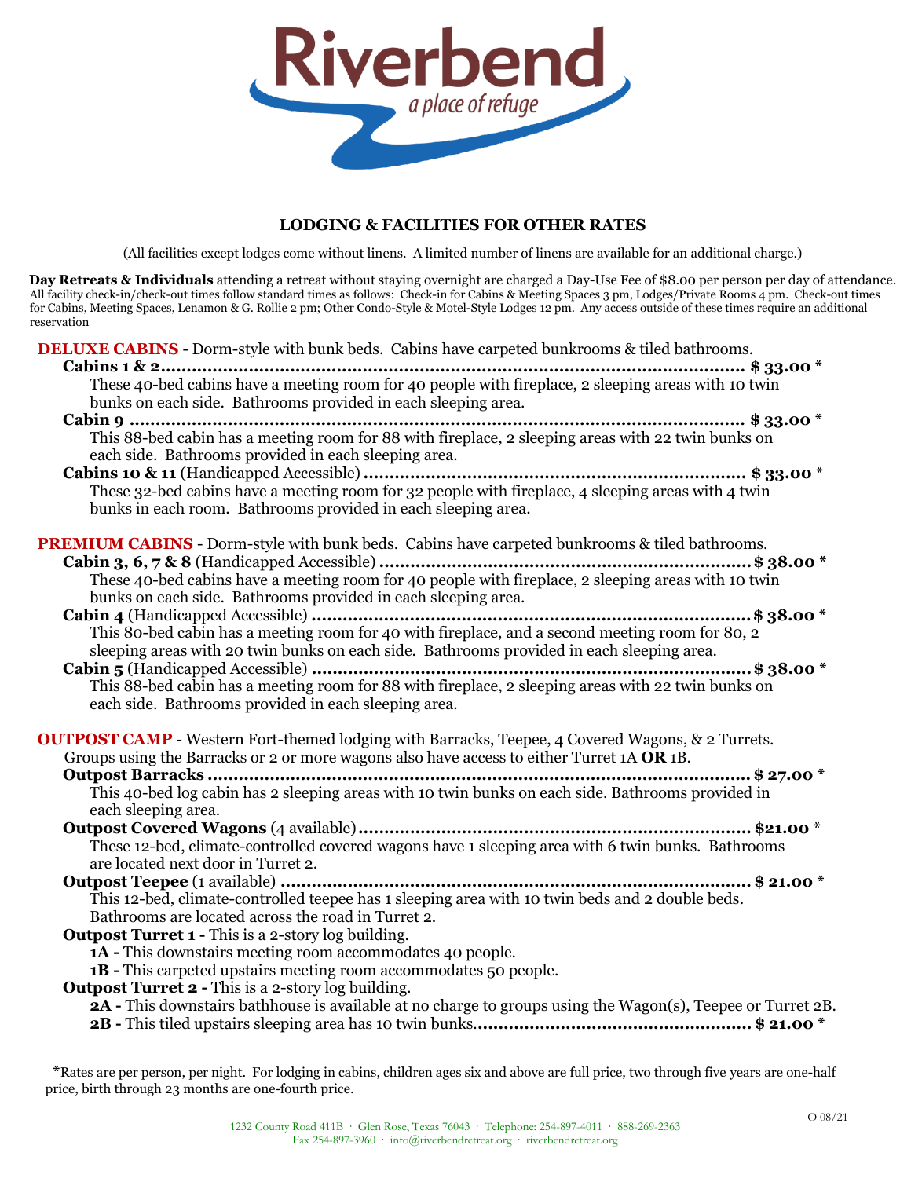# Riverbend

*a place of refuge*

## LODGING & FACILITIES FOR OTHER RATES

(All facilities except lodges come without linens. A limited number of linens are available for an additional charge.)

**Day Retreats & Individuals** attending a retreat without staying overnight are charged a Day-Use Fee of $8.00 per person per day of attendance. All facility check-in/check-out times follow standard times as follows: Check-in for Cabins & Meeting Spaces 3 pm, Lodges/Private Rooms 4 pm. Check-out times for Cabins, Meeting Spaces, Lenamon & G. Rollie 2 pm; Other Condo-Style & Motel-Style Lodges 12 pm. Any access outside of these times require an additional reservation

### DELUXE CABINS - Dorm-style with bunk beds. Cabins have carpeted bunkrooms & tiled bathrooms.

**Cabins 1 & 2** .......... **$ 33.00 \***
These 40-bed cabins have a meeting room for 40 people with fireplace, 2 sleeping areas with 10 twin bunks on each side. Bathrooms provided in each sleeping area.

**Cabin 9** .......... **$ 33.00 \***
This 88-bed cabin has a meeting room for 88 with fireplace, 2 sleeping areas with 22 twin bunks on each side. Bathrooms provided in each sleeping area.

**Cabins 10 & 11** (Handicapped Accessible) .......... **$ 33.00 \***
These 32-bed cabins have a meeting room for 32 people with fireplace, 4 sleeping areas with 4 twin bunks in each room. Bathrooms provided in each sleeping area.

### PREMIUM CABINS - Dorm-style with bunk beds. Cabins have carpeted bunkrooms & tiled bathrooms.

**Cabin 3, 6, 7 & 8** (Handicapped Accessible) .......... **$ 38.00 \***
These 40-bed cabins have a meeting room for 40 people with fireplace, 2 sleeping areas with 10 twin bunks on each side. Bathrooms provided in each sleeping area.

**Cabin 4** (Handicapped Accessible) .......... **$ 38.00 \***
This 80-bed cabin has a meeting room for 40 with fireplace, and a second meeting room for 80, 2 sleeping areas with 20 twin bunks on each side. Bathrooms provided in each sleeping area.

**Cabin 5** (Handicapped Accessible) .......... **$ 38.00 \***
This 88-bed cabin has a meeting room for 88 with fireplace, 2 sleeping areas with 22 twin bunks on each side. Bathrooms provided in each sleeping area.

### OUTPOST CAMP - Western Fort-themed lodging with Barracks, Teepee, 4 Covered Wagons, & 2 Turrets.

Groups using the Barracks or 2 or more wagons also have access to either Turret 1A **OR** 1B.

**Outpost Barracks** .......... **$ 27.00 \***
This 40-bed log cabin has 2 sleeping areas with 10 twin bunks on each side. Bathrooms provided in each sleeping area.

**Outpost Covered Wagons** (4 available) .......... **$21.00 \***
These 12-bed, climate-controlled covered wagons have 1 sleeping area with 6 twin bunks. Bathrooms are located next door in Turret 2.

**Outpost Teepee** (1 available) .......... **$ 21.00 \***
This 12-bed, climate-controlled teepee has 1 sleeping area with 10 twin beds and 2 double beds. Bathrooms are located across the road in Turret 2.

**Outpost Turret 1 -** This is a 2-story log building.
- **1A -** This downstairs meeting room accommodates 40 people.
- **1B -** This carpeted upstairs meeting room accommodates 50 people.

**Outpost Turret 2 -** This is a 2-story log building.
- **2A -** This downstairs bathhouse is available at no charge to groups using the Wagon(s), Teepee or Turret 2B.
- **2B -** This tiled upstairs sleeping area has 10 twin bunks. .......... **$ 21.00 \***

\*Rates are per person, per night. For lodging in cabins, children ages six and above are full price, two through five years are one-half price, birth through 23 months are one-fourth price.

O 08/21

1232 County Road 411B · Glen Rose, Texas 76043 · Telephone: 254-897-4011 · 888-269-2363
Fax 254-897-3960 · info@riverbendretreat.org · riverbendretreat.org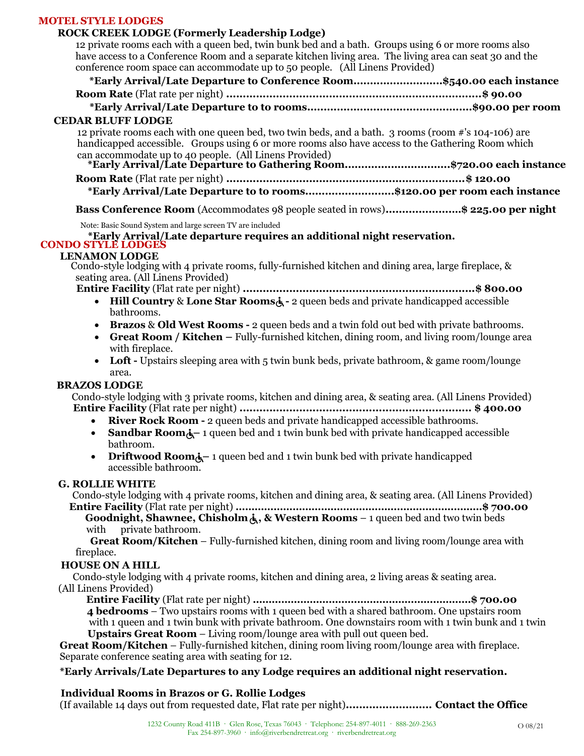## MOTEL STYLE LODGES

### ROCK CREEK LODGE (Formerly Leadership Lodge)

12 private rooms each with a queen bed, twin bunk bed and a bath. Groups using 6 or more rooms also have access to a Conference Room and a separate kitchen living area. The living area can seat 30 and the conference room space can accommodate up to 50 people. (All Linens Provided)

**\*Early Arrival/Late Departure to Conference Room..........................$540.00 each instance**

**Room Rate** (Flat rate per night) **.........................................................................$ 90.00**

**\*Early Arrival/Late Departure to to rooms................................................$90.00 per room**

### CEDAR BLUFF LODGE

12 private rooms each with one queen bed, two twin beds, and a bath. 3 rooms (room #'s 104-106) are handicapped accessible. Groups using 6 or more rooms also have access to the Gathering Room which can accommodate up to 40 people. (All Linens Provided)

**\*Early Arrival/Late Departure to Gathering Room...............................$720.00 each instance**

**Room Rate** (Flat rate per night) **.....................................................................$ 120.00**

**\*Early Arrival/Late Departure to to rooms..........................$120.00 per room each instance**

**Bass Conference Room** (Accommodates 98 people seated in rows)**......................$ 225.00 per night**

Note: Basic Sound System and large screen TV are included

**\*Early Arrival/Late departure requires an additional night reservation.**

## CONDO STYLE LODGES

### LENAMON LODGE

Condo-style lodging with 4 private rooms, fully-furnished kitchen and dining area, large fireplace, & seating area. (All Linens Provided)

**Entire Facility** (Flat rate per night) **....................................................................$ 800.00**

- **Hill Country** & **Lone Star Rooms** ♿ **-** 2 queen beds and private handicapped accessible bathrooms.
- **Brazos** & **Old West Rooms -** 2 queen beds and a twin fold out bed with private bathrooms.
- **Great Room / Kitchen –** Fully-furnished kitchen, dining room, and living room/lounge area with fireplace.
- **Loft -** Upstairs sleeping area with 5 twin bunk beds, private bathroom, & game room/lounge area.

### BRAZOS LODGE

Condo-style lodging with 3 private rooms, kitchen and dining area, & seating area. (All Linens Provided)

**Entire Facility** (Flat rate per night) **.................................................................... $ 400.00**

- **River Rock Room -** 2 queen beds and private handicapped accessible bathrooms.
- **Sandbar Room** ♿ **–** 1 queen bed and 1 twin bunk bed with private handicapped accessible bathroom.
- **Driftwood Room** ♿ **–** 1 queen bed and 1 twin bunk bed with private handicapped accessible bathroom.

### G. ROLLIE WHITE

Condo-style lodging with 4 private rooms, kitchen and dining area, & seating area. (All Linens Provided)

**Entire Facility** (Flat rate per night) **...........................................................................$ 700.00**

**Goodnight, Shawnee, Chisholm** ♿**, & Western Rooms** – 1 queen bed and two twin beds with private bathroom.

**Great Room/Kitchen** – Fully-furnished kitchen, dining room and living room/lounge area with fireplace.

### HOUSE ON A HILL

Condo-style lodging with 4 private rooms, kitchen and dining area, 2 living areas & seating area. (All Linens Provided)

**Entire Facility** (Flat rate per night) **...................................................................$ 700.00**

**4 bedrooms** – Two upstairs rooms with 1 queen bed with a shared bathroom. One upstairs room with 1 queen and 1 twin bunk with private bathroom. One downstairs room with 1 twin bunk and 1 twin

**Upstairs Great Room** – Living room/lounge area with pull out queen bed.

**Great Room/Kitchen** – Fully-furnished kitchen, dining room living room/lounge area with fireplace. Separate conference seating area with seating for 12.

**\*Early Arrivals/Late Departures to any Lodge requires an additional night reservation.**

**Individual Rooms in Brazos or G. Rollie Lodges**

(If available 14 days out from requested date, Flat rate per night)**......................... Contact the Office**

1232 County Road 411B · Glen Rose, Texas 76043 · Telephone: 254-897-4011 · 888-269-2363
Fax 254-897-3960 · info@riverbendretreat.org · riverbendretreat.org

O 08/21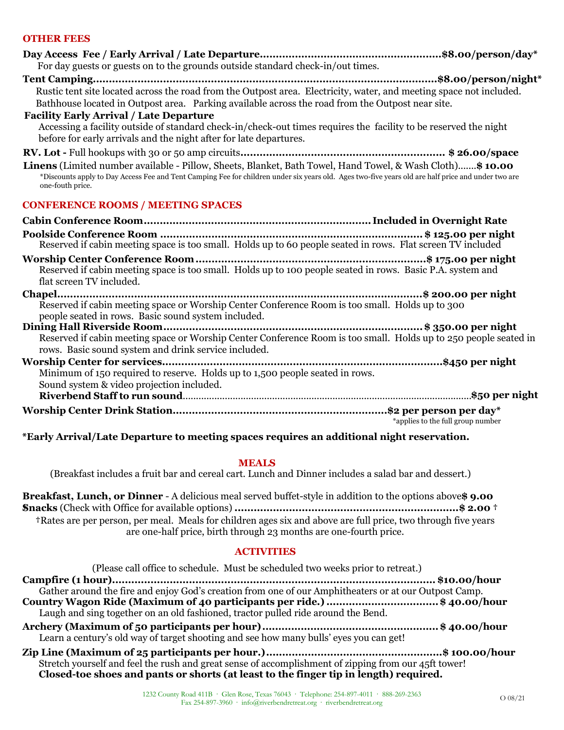## OTHER FEES

**Day Access Fee / Early Arrival / Late Departure.......................................................$8.00/person/day***
For day guests or guests on to the grounds outside standard check-in/out times.

**Tent Camping.............................................................................................................$8.00/person/night***
Rustic tent site located across the road from the Outpost area. Electricity, water, and meeting space not included. Bathhouse located in Outpost area. Parking available across the road from the Outpost near site.

**Facility Early Arrival / Late Departure**
Accessing a facility outside of standard check-in/check-out times requires the facility to be reserved the night before for early arrivals and the night after for late departures.

**RV. Lot -** Full hookups with 30 or 50 amp circuits............................................................... **$ 26.00/space**

**Linens** (Limited number available - Pillow, Sheets, Blanket, Bath Towel, Hand Towel, & Wash Cloth).......**$ 10.00**

*Discounts apply to Day Access Fee and Tent Camping Fee for children under six years old. Ages two-five years old are half price and under two are one-fouth price.

## CONFERENCE ROOMS / MEETING SPACES

**Cabin Conference Room.................................................................... Included in Overnight Rate**

**Poolside Conference Room ................................................................................ $ 125.00 per night**
Reserved if cabin meeting space is too small. Holds up to 60 people seated in rows. Flat screen TV included

**Worship Center Conference Room........................................................................$ 175.00 per night**
Reserved if cabin meeting space is too small. Holds up to 100 people seated in rows. Basic P.A. system and flat screen TV included.

**Chapel.................................................................................................................$ 200.00 per night**
Reserved if cabin meeting space or Worship Center Conference Room is too small. Holds up to 300 people seated in rows. Basic sound system included.

**Dining Hall Riverside Room................................................................................ $ 350.00 per night**
Reserved if cabin meeting space or Worship Center Conference Room is too small. Holds up to 250 people seated in rows. Basic sound system and drink service included.

**Worship Center for services.....................................................................................$450 per night**
Minimum of 150 required to reserve. Holds up to 1,500 people seated in rows.
Sound system & video projection included.
**Riverbend Staff to run sound**....................................................................................................**$50 per night**

**Worship Center Drink Station.................................................................$2 per person per day***
*applies to the full group number

**\*Early Arrival/Late Departure to meeting spaces requires an additional night reservation.**

## MEALS

(Breakfast includes a fruit bar and cereal cart. Lunch and Dinner includes a salad bar and dessert.)

**Breakfast, Lunch, or Dinner** - A delicious meal served buffet-style in addition to the options above**$ 9.00**
**Snacks** (Check with Office for available options) ......................................................................**$ 2.00** †

†Rates are per person, per meal. Meals for children ages six and above are full price, two through five years are one-half price, birth through 23 months are one-fourth price.

## ACTIVITIES

(Please call office to schedule. Must be scheduled two weeks prior to retreat.)

**Campfire (1 hour)...................................................................................................... $10.00/hour**
Gather around the fire and enjoy God's creation from one of our Amphitheaters or at our Outpost Camp.

**Country Wagon Ride (Maximum of 40 participants per ride.) .................................. $ 40.00/hour**
Laugh and sing together on an old fashioned, tractor pulled ride around the Bend.

**Archery (Maximum of 50 participants per hour)..................................................... $ 40.00/hour**
Learn a century's old way of target shooting and see how many bulls' eyes you can get!

**Zip Line (Maximum of 25 participants per hour.)......................................................$ 100.00/hour**
Stretch yourself and feel the rush and great sense of accomplishment of zipping from our 45ft tower!
**Closed-toe shoes and pants or shorts (at least to the finger tip in length) required.**

1232 County Road 411B · Glen Rose, Texas 76043 · Telephone: 254-897-4011 · 888-269-2363
Fax 254-897-3960 · info@riverbendretreat.org · riverbendretreat.org

O 08/21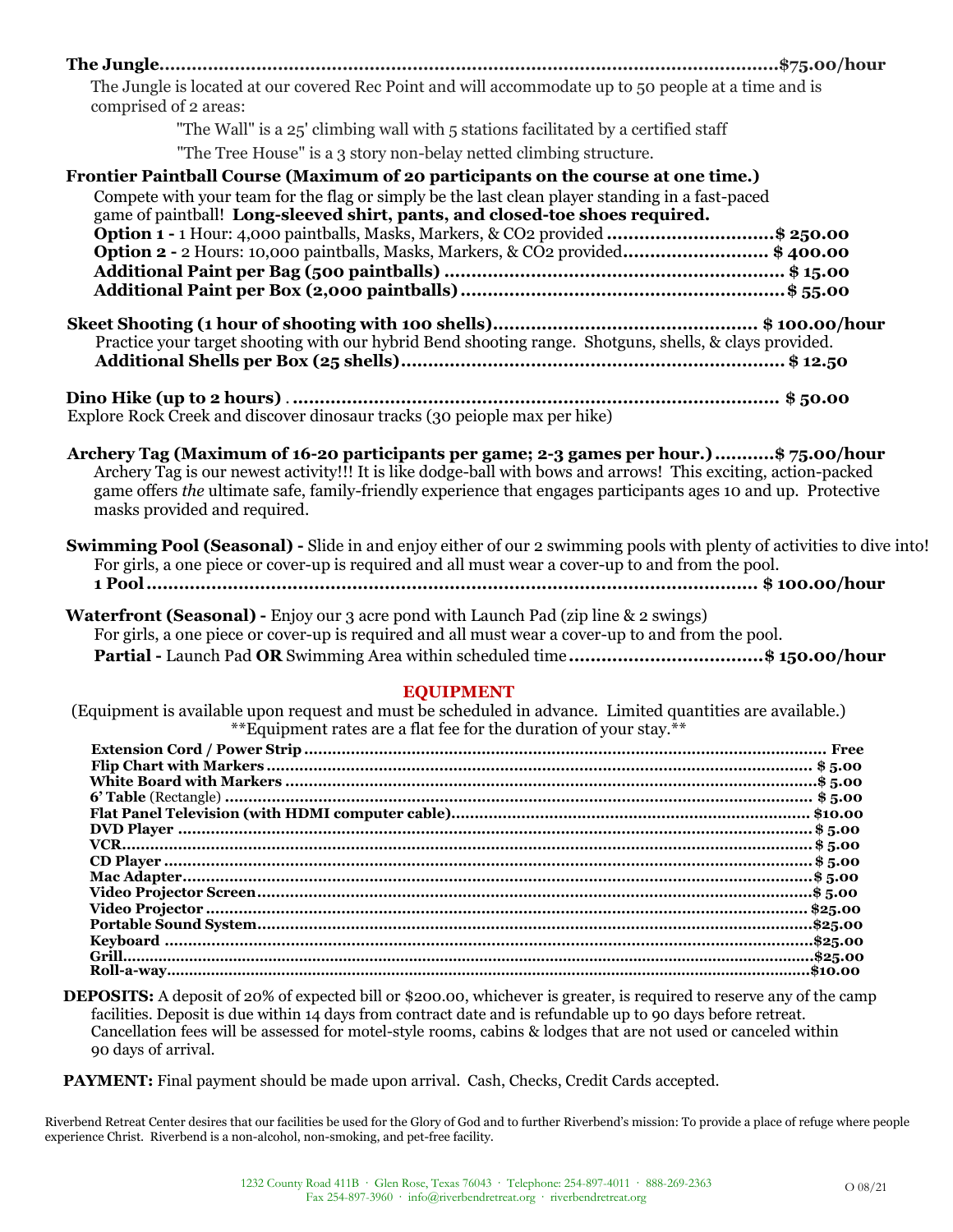**The Jungle.....................................................................................................$75.00/hour**

The Jungle is located at our covered Rec Point and will accommodate up to 50 people at a time and is comprised of 2 areas:

"The Wall" is a 25' climbing wall with 5 stations facilitated by a certified staff

"The Tree House" is a 3 story non-belay netted climbing structure.

**Frontier Paintball Course (Maximum of 20 participants on the course at one time.)**

Compete with your team for the flag or simply be the last clean player standing in a fast-paced game of paintball! **Long-sleeved shirt, pants, and closed-toe shoes required.**

**Option 1 -** 1 Hour: 4,000 paintballs, Masks, Markers, & CO2 provided **..............................$ 250.00**
**Option 2 -** 2 Hours: 10,000 paintballs, Masks, Markers, & CO2 provided**.......................... $ 400.00**
**Additional Paint per Bag (500 paintballs) ............................................................... $ 15.00**
**Additional Paint per Box (2,000 paintballs).............................................................$ 55.00**

**Skeet Shooting (1 hour of shooting with 100 shells)............................................... $ 100.00/hour**

Practice your target shooting with our hybrid Bend shooting range. Shotguns, shells, & clays provided.
**Additional Shells per Box (25 shells)...................................................................... $ 12.50**

**Dino Hike (up to 2 hours) ......................................................................................... $ 50.00**

Explore Rock Creek and discover dinosaur tracks (30 peiople max per hike)

**Archery Tag (Maximum of 16-20 participants per game; 2-3 games per hour.)...........$ 75.00/hour**

Archery Tag is our newest activity!!! It is like dodge-ball with bows and arrows! This exciting, action-packed game offers *the* ultimate safe, family-friendly experience that engages participants ages 10 and up. Protective masks provided and required.

**Swimming Pool (Seasonal) -** Slide in and enjoy either of our 2 swimming pools with plenty of activities to dive into! For girls, a one piece or cover-up is required and all must wear a cover-up to and from the pool.
**1 Pool................................................................................................................ $ 100.00/hour**

**Waterfront (Seasonal) -** Enjoy our 3 acre pond with Launch Pad (zip line & 2 swings)
For girls, a one piece or cover-up is required and all must wear a cover-up to and from the pool.
**Partial -** Launch Pad **OR** Swimming Area within scheduled time**...................................$ 150.00/hour**

## EQUIPMENT

(Equipment is available upon request and must be scheduled in advance. Limited quantities are available.)
**Equipment rates are a flat fee for the duration of your stay.**

| | |
|---|---|
| **Extension Cord / Power Strip** | **Free** |
| **Flip Chart with Markers** | **$ 5.00** |
| **White Board with Markers** | **$ 5.00** |
| **6' Table** (Rectangle) | **$ 5.00** |
| **Flat Panel Television (with HDMI computer cable)** | **$10.00** |
| **DVD Player** | **$ 5.00** |
| **VCR** | **$ 5.00** |
| **CD Player** | **$ 5.00** |
| **Mac Adapter** | **$ 5.00** |
| **Video Projector Screen** | **$ 5.00** |
| **Video Projector** | **$25.00** |
| **Portable Sound System** | **$25.00** |
| **Keyboard** | **$25.00** |
| **Grill** | **$25.00** |
| **Roll-a-way** | **$10.00** |

**DEPOSITS:** A deposit of 20% of expected bill or $200.00, whichever is greater, is required to reserve any of the camp facilities. Deposit is due within 14 days from contract date and is refundable up to 90 days before retreat. Cancellation fees will be assessed for motel-style rooms, cabins & lodges that are not used or canceled within 90 days of arrival.

**PAYMENT:** Final payment should be made upon arrival. Cash, Checks, Credit Cards accepted.

Riverbend Retreat Center desires that our facilities be used for the Glory of God and to further Riverbend's mission: To provide a place of refuge where people experience Christ. Riverbend is a non-alcohol, non-smoking, and pet-free facility.

1232 County Road 411B · Glen Rose, Texas 76043 · Telephone: 254-897-4011 · 888-269-2363
Fax 254-897-3960 · info@riverbendretreat.org · riverbendretreat.org

O 08/21